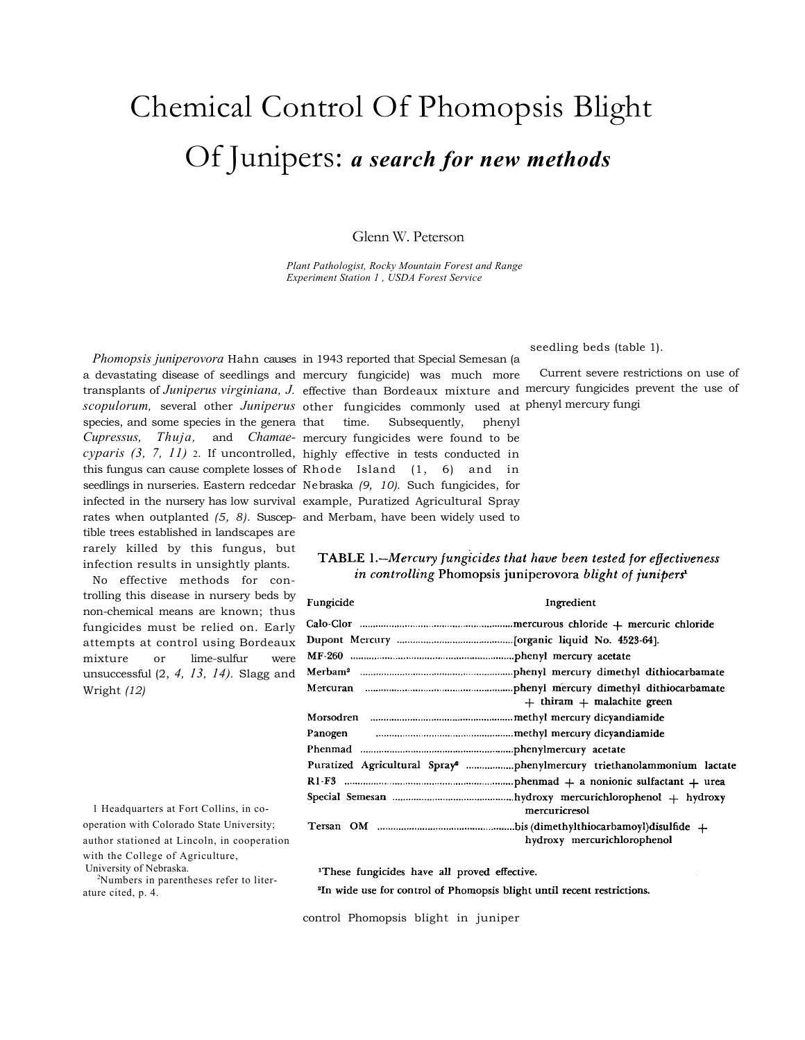# Chemical Control Of Phomopsis Blight Of Junipers: *a search for new methods*

Glenn W. Peterson

*Plant Pathologist, Rocky Mountain Forest and Range Experiment Station 1 , USDA Forest Service*

*Phomopsis juniperovora* Hahn causes a devastating disease of seedlings and transplants of *Juniperus virginiana, J. scopulorum,* several other *Juniperus* species, and some species in the genera *Cupressus, Thuja,* and *Chamaecyparis (3, 7, 11)* 2. If uncontrolled, this fungus can cause complete losses of seedlings in nurseries. Eastern redcedar infected in the nursery has low survival rates when outplanted *(5, 8).* Susceptible trees established in landscapes are rarely killed by this fungus, but infection results in unsightly plants.

No effective methods for controlling this disease in nursery beds by non-chemical means are known; thus fungicides must be relied on. Early attempts at control using Bordeaux mixture or lime-sulfur were unsuccessful (2, *4, 13, 14).* Slagg and Wright *(12)* in 1943 reported that Special Semesan (a mercury fungicide) was much more effective than Bordeaux mixture and other fungicides commonly used at that time. Subsequently, phenyl mercury fungicides were found to be highly effective in tests conducted in Rhode Island (1, 6) and in Nebraska *(9, 10).* Such fungicides, for example, Puratized Agricultural Spray and Merbam, have been widely used to control Phomopsis blight in juniper seedling beds (table 1).

Current severe restrictions on use of mercury fungicides prevent the use of phenyl mercury fungi

TABLE 1.—*Mercury fungicides that have been tested for effectiveness in controlling* Phomopsis juniperovora *blight of junipers*[1]

| Fungicide | Ingredient |
|---|---|
| Calo-Clor | mercurous chloride + mercuric chloride |
| Dupont Mercury | [organic liquid No. 4523-64]. |
| MF-260 | phenyl mercury acetate |
| Merbam[2] | phenyl mercury dimethyl dithiocarbamate |
| Mercuran | phenyl mercury dimethyl dithiocarbamate + thiram + malachite green |
| Morsodren | methyl mercury dicyandiamide |
| Panogen | methyl mercury dicyandiamide |
| Phenmad | phenylmercury acetate |
| Puratized Agricultural Spray[2] | phenylmercury triethanolammonium lactate |
| R1-F3 | phenmad + a nonionic sulfactant + urea |
| Special Semesan | hydroxy mercurichlorophenol + hydroxy mercuricresol |
| Tersan OM | bis (dimethylthiocarbamoyl)disulfide + hydroxy mercurichlorophenol |

[1]These fungicides have all proved effective.

[2]In wide use for control of Phomopsis blight until recent restrictions.

1 Headquarters at Fort Collins, in cooperation with Colorado State University; author stationed at Lincoln, in cooperation with the College of Agriculture, University of Nebraska.

[2]Numbers in parentheses refer to literature cited, p. 4.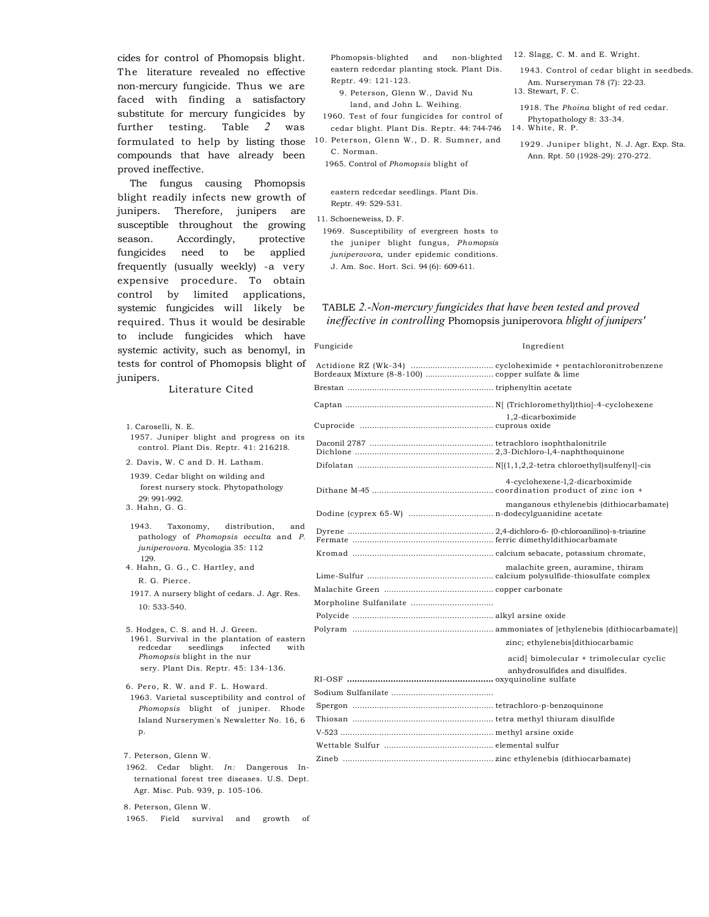cides for control of Phomopsis blight. The literature revealed no effective non-mercury fungicide. Thus we are faced with finding a satisfactory substitute for mercury fungicides by further testing. Table *2* was formulated to help by listing those compounds that have already been proved ineffective.

The fungus causing Phomopsis blight readily infects new growth of junipers. Therefore, junipers are susceptible throughout the growing season. Accordingly, protective fungicides need to be applied frequently (usually weekly) -a very expensive procedure. To obtain control by limited applications, systemic fungicides will likely be required. Thus it would be desirable to include fungicides which have systemic activity, such as benomyl, in tests for control of Phomopsis blight of junipers.

## Literature Cited

1. Caroselli, N. E. 1957. Juniper blight and progress on its control. Plant Dis. Reptr. 41: 216218.
2. Davis, W. C and D. H. Latham. 1939. Cedar blight on wilding and forest nursery stock. Phytopathology 29: 991-992.
3. Hahn, G. G. 1943. Taxonomy, distribution, and pathology of *Phomopsis occulta* and *P. juniperovora.* Mycologia 35: 112 129.
4. Hahn, G. G., C. Hartley, and R. G. Pierce. 1917. A nursery blight of cedars. J. Agr. Res. 10: 533-540.
5. Hodges, C. S. and H. J. Green. 1961. Survival in the plantation of eastern redcedar seedlings infected with *Phomopsis* blight in the nur sery. Plant Dis. Reptr. 45: 134-136.
6. Pero, R. W. and F. L. Howard. 1963. Varietal susceptibility and control of *Phomopsis* blight of juniper. Rhode Island Nurserymen's Newsletter No. 16, 6 p.
7. Peterson, Glenn W. 1962. Cedar blight. *In:* Dangerous International forest tree diseases. U.S. Dept. Agr. Misc. Pub. 939, p. 105-106.
8. Peterson, Glenn W. 1965. Field survival and growth of Phomopsis-blighted and non-blighted eastern redcedar planting stock. Plant Dis. Reptr. 49: 121-123.
9. Peterson, Glenn W., David Nu land, and John L. Weihing. 1960. Test of four fungicides for control of cedar blight. Plant Dis. Reptr. 44: 744-746
10. Peterson, Glenn W., D. R. Sumner, and C. Norman. 1965. Control of *Phomopsis* blight of eastern redcedar seedlings. Plant Dis. Reptr. 49: 529-531.
11. Schoeneweiss, D. F. 1969. Susceptibility of evergreen hosts to the juniper blight fungus, *Phomopsis juniperovora,* under epidemic conditions. J. Am. Soc. Hort. Sci. 94 (6): 609-611.
12. Slagg, C. M. and E. Wright. 1943. Control of cedar blight in seedbeds. Am. Nurseryman 78 (7): 22-23.
13. Stewart, F. C. 1918. The *Phoina* blight of red cedar. Phytopathology 8: 33-34.
14. White, R. P. 1929. Juniper blight, N. J. Agr. Exp. Sta. Ann. Rpt. 50 (1928-29): 270-272.

TABLE *2.-Non-mercury fungicides that have been tested and proved ineffective in controlling* Phomopsis juniperovora *blight of junipers'*

| Fungicide | Ingredient |
|---|---|
| Actidione RZ (Wk-34) | cycloheximide + pentachloronitrobenzene |
| Bordeaux Mixture (8-8-100) | copper sulfate & lime |
| Brestan | triphenyltin acetate |
| Captan | N[ (Trichloromethyl)thio]-4-cyclohexene 1,2-dicarboximide |
| Cuprocide | cuprous oxide |
| Daconil 2787 | tetrachloro isophthalonitrile |
| Dichlone | 2,3-Dichloro-l,4-naphthoquinone |
| Difolatan | N[(1,1,2,2-tetra chloroethyl)sulfenyl]-cis 4-cyclohexene-l,2-dicarboximide |
| Dithane M-45 | coordination product of zinc ion + manganous ethylenebis (dithiocarbamate) |
| Dodine (cyprex 65-W) | n-dodecylguanidine acetate |
| Dyrene | 2,4-dichloro-6- (0-chloroanilino)-s-triazine |
| Fermate | ferric dimethyldithiocarbamate |
| Kromad | calcium sebacate, potassium chromate, malachite green, auramine, thiram |
| Lime-Sulfur | calcium polysulfide-thiosulfate complex |
| Malachite Green | copper carbonate |
| Morpholine Sulfanilate | |
| Polycide | alkyl arsine oxide |
| Polyram | ammoniates of [ethylenebis (dithiocarbamate)] zinc; ethylenebis[dithiocarbamic acid] bimolecular + trimolecular cyclic anhydrosulfides and disulfides. |
| RI-OSF | oxyquinoline sulfate |
| Sodium Sulfanilate | |
| Spergon | tetrachloro-p-benzoquinone |
| Thiosan | tetra methyl thiuram disulfide |
| V-523 | methyl arsine oxide |
| Wettable Sulfur | elemental sulfur |
| Zineb | zinc ethylenebis (dithiocarbamate) |